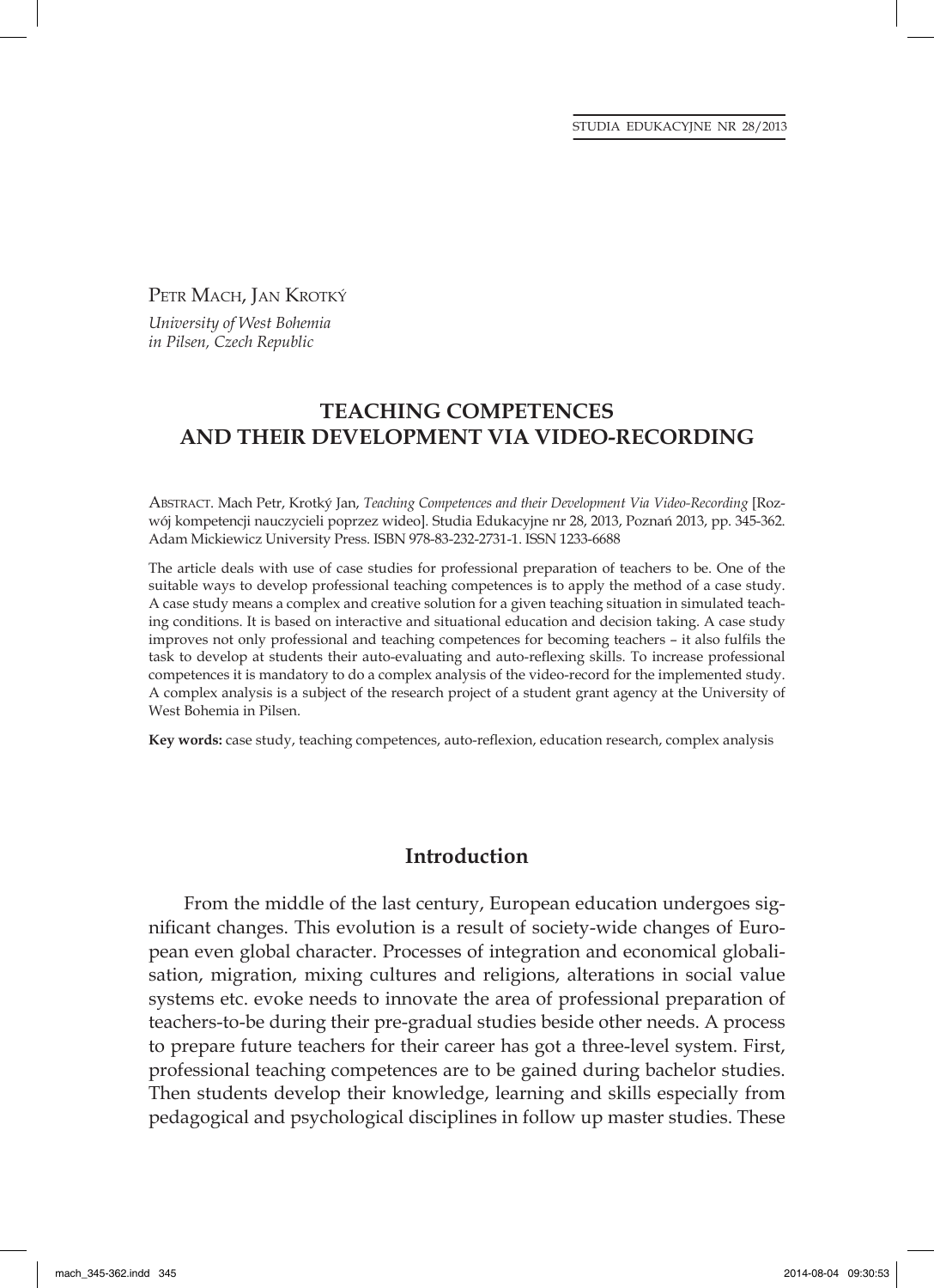Petr Mach, Jan Krotký

*University of West Bohemia in Pilsen, Czech Republic*

# TEACHING COMPETENCES AND THEIR DEVELOPMENT VIA VIDEO-RECORDING

Abstract. Mach Petr, Krotký Jan, *Teaching Competences and their Development Via Video-Recording* [Rozwój kompetencji nauczycieli poprzez wideo]. Studia Edukacyjne nr 28, 2013, Poznań 2013, pp. 345-362. Adam Mickiewicz University Press. ISBN 978-83-232-2731-1. ISSN 1233-6688

The article deals with use of case studies for professional preparation of teachers to be. One of the suitable ways to develop professional teaching competences is to apply the method of a case study. A case study means a complex and creative solution for a given teaching situation in simulated teaching conditions. It is based on interactive and situational education and decision taking. A case study improves not only professional and teaching competences for becoming teachers – it also fulfils the task to develop at students their auto-evaluating and auto-reflexing skills. To increase professional competences it is mandatory to do a complex analysis of the video-record for the implemented study. A complex analysis is a subject of the research project of a student grant agency at the University of West Bohemia in Pilsen.

**Key words:** case study, teaching competences, auto-reflexion, education research, complex analysis

## Introduction

From the middle of the last century, European education undergoes significant changes. This evolution is a result of society-wide changes of European even global character. Processes of integration and economical globalisation, migration, mixing cultures and religions, alterations in social value systems etc. evoke needs to innovate the area of professional preparation of teachers-to-be during their pre-gradual studies beside other needs. A process to prepare future teachers for their career has got a three-level system. First, professional teaching competences are to be gained during bachelor studies. Then students develop their knowledge, learning and skills especially from pedagogical and psychological disciplines in follow up master studies. These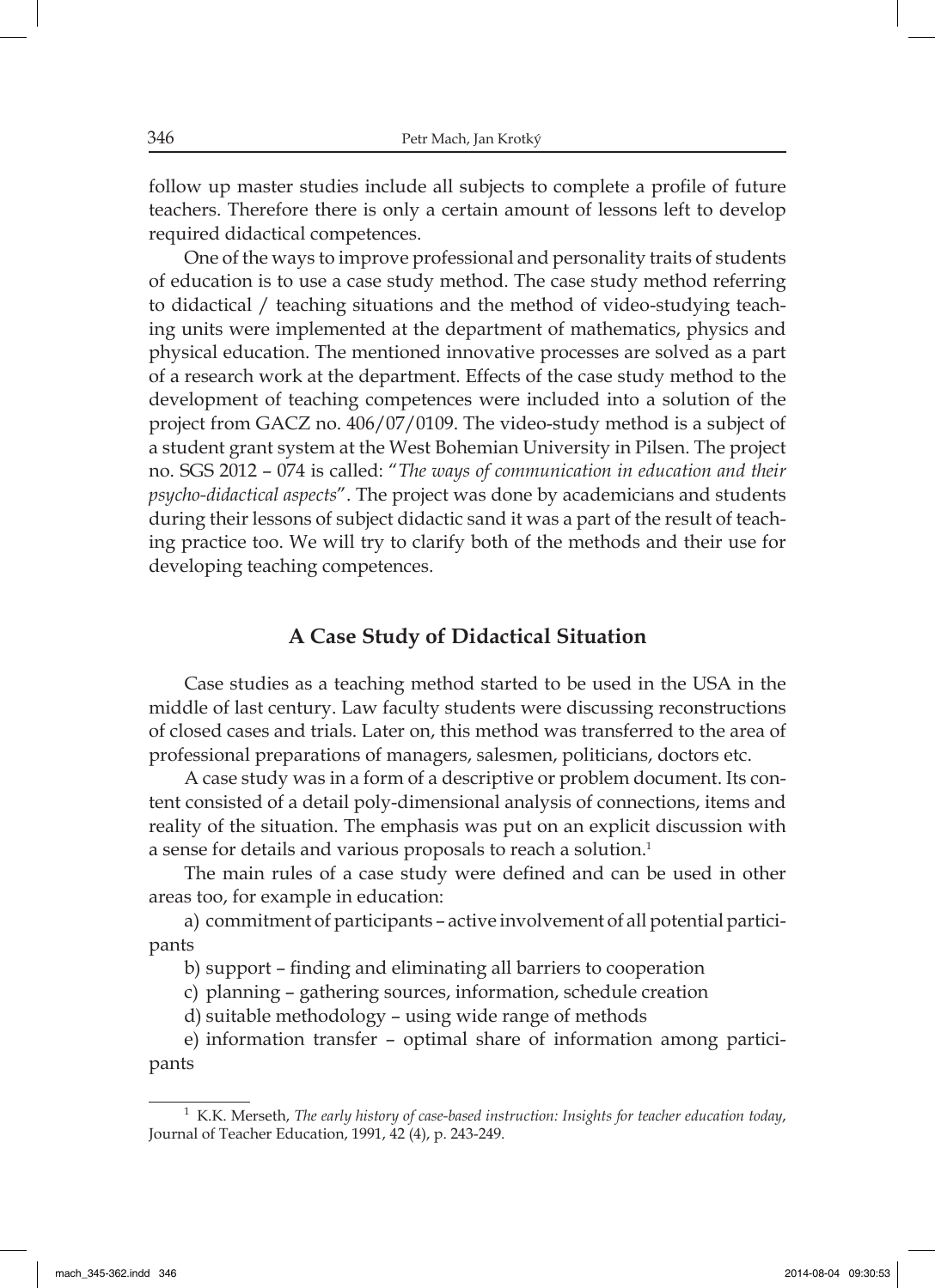follow up master studies include all subjects to complete a profile of future teachers. Therefore there is only a certain amount of lessons left to develop required didactical competences.

One of the ways to improve professional and personality traits of students of education is to use a case study method. The case study method referring to didactical / teaching situations and the method of video-studying teaching units were implemented at the department of mathematics, physics and physical education. The mentioned innovative processes are solved as a part of a research work at the department. Effects of the case study method to the development of teaching competences were included into a solution of the project from GACZ no. 406/07/0109. The video-study method is a subject of a student grant system at the West Bohemian University in Pilsen. The project no. SGS 2012 – 074 is called: "*The ways of communication in education and their psycho-didactical aspects*". The project was done by academicians and students during their lessons of subject didactic sand it was a part of the result of teaching practice too. We will try to clarify both of the methods and their use for developing teaching competences.

## A Case Study of Didactical Situation

Case studies as a teaching method started to be used in the USA in the middle of last century. Law faculty students were discussing reconstructions of closed cases and trials. Later on, this method was transferred to the area of professional preparations of managers, salesmen, politicians, doctors etc.

A case study was in a form of a descriptive or problem document. Its content consisted of a detail poly-dimensional analysis of connections, items and reality of the situation. The emphasis was put on an explicit discussion with a sense for details and various proposals to reach a solution.[1]

The main rules of a case study were defined and can be used in other areas too, for example in education:

a) commitment of participants – active involvement of all potential participants

b) support – finding and eliminating all barriers to cooperation

c) planning – gathering sources, information, schedule creation

d) suitable methodology – using wide range of methods

e) information transfer – optimal share of information among participants

---

[1] K.K. Merseth, *The early history of case-based instruction: Insights for teacher education today*, Journal of Teacher Education, 1991, 42 (4), p. 243-249.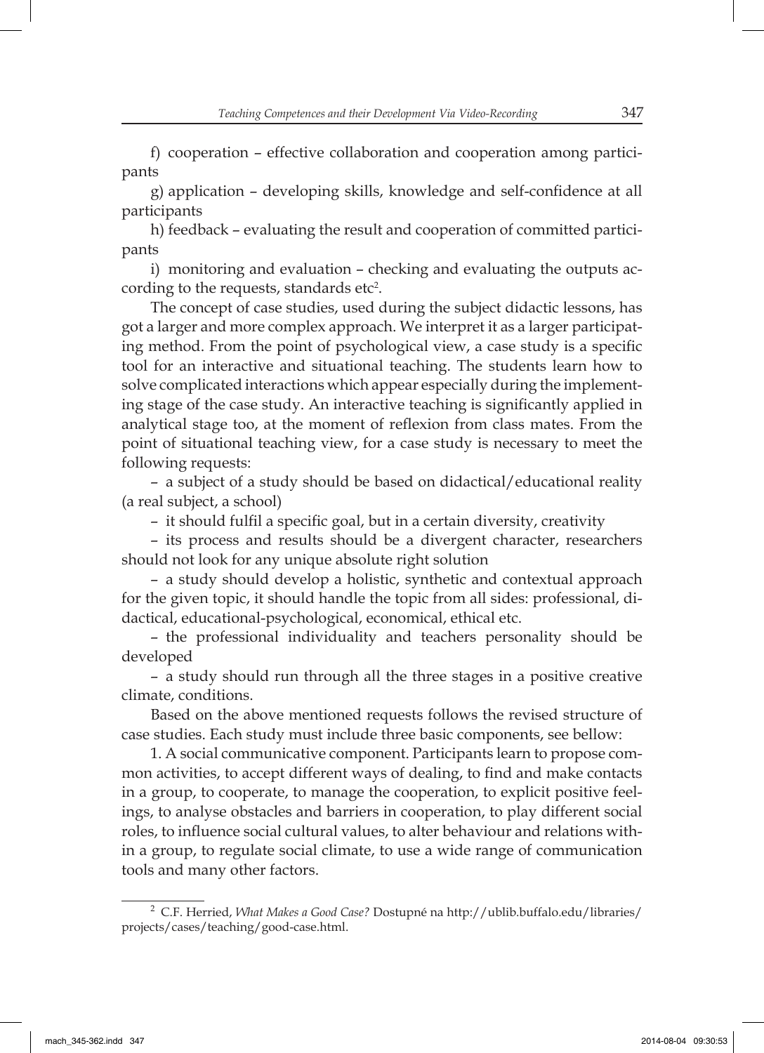f) cooperation – effective collaboration and cooperation among participants

g) application – developing skills, knowledge and self-confidence at all participants

h) feedback – evaluating the result and cooperation of committed participants

i) monitoring and evaluation – checking and evaluating the outputs according to the requests, standards etc[2].

The concept of case studies, used during the subject didactic lessons, has got a larger and more complex approach. We interpret it as a larger participating method. From the point of psychological view, a case study is a specific tool for an interactive and situational teaching. The students learn how to solve complicated interactions which appear especially during the implementing stage of the case study. An interactive teaching is significantly applied in analytical stage too, at the moment of reflexion from class mates. From the point of situational teaching view, for a case study is necessary to meet the following requests:

– a subject of a study should be based on didactical/educational reality (a real subject, a school)

– it should fulfil a specific goal, but in a certain diversity, creativity

– its process and results should be a divergent character, researchers should not look for any unique absolute right solution

– a study should develop a holistic, synthetic and contextual approach for the given topic, it should handle the topic from all sides: professional, didactical, educational-psychological, economical, ethical etc.

– the professional individuality and teachers personality should be developed

– a study should run through all the three stages in a positive creative climate, conditions.

Based on the above mentioned requests follows the revised structure of case studies. Each study must include three basic components, see bellow:

1. A social communicative component. Participants learn to propose common activities, to accept different ways of dealing, to find and make contacts in a group, to cooperate, to manage the cooperation, to explicit positive feelings, to analyse obstacles and barriers in cooperation, to play different social roles, to influence social cultural values, to alter behaviour and relations within a group, to regulate social climate, to use a wide range of communication tools and many other factors.

---

[2] C.F. Herried, *What Makes a Good Case?* Dostupné na http://ublib.buffalo.edu/libraries/projects/cases/teaching/good-case.html.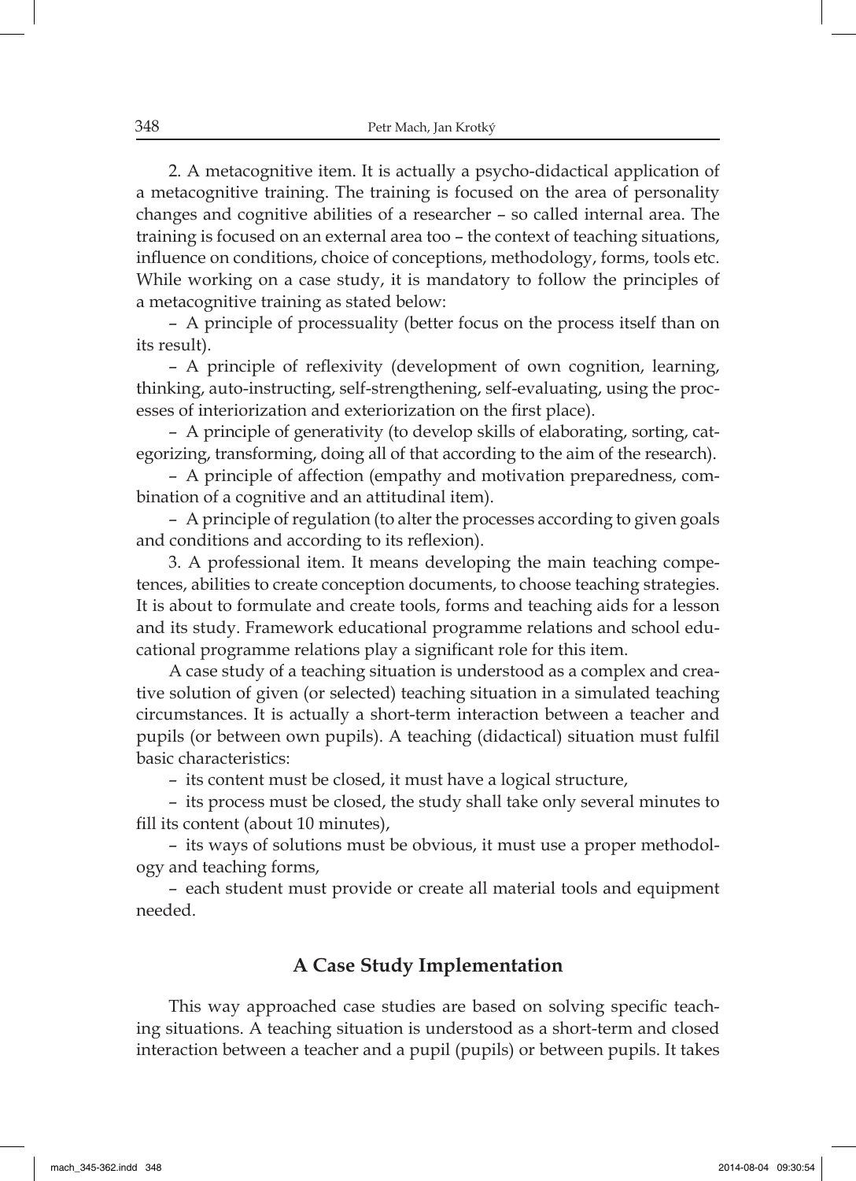2. A metacognitive item. It is actually a psycho-didactical application of a metacognitive training. The training is focused on the area of personality changes and cognitive abilities of a researcher – so called internal area. The training is focused on an external area too – the context of teaching situations, influence on conditions, choice of conceptions, methodology, forms, tools etc. While working on a case study, it is mandatory to follow the principles of a metacognitive training as stated below:

– A principle of processuality (better focus on the process itself than on its result).

– A principle of reflexivity (development of own cognition, learning, thinking, auto-instructing, self-strengthening, self-evaluating, using the processes of interiorization and exteriorization on the first place).

– A principle of generativity (to develop skills of elaborating, sorting, categorizing, transforming, doing all of that according to the aim of the research).

– A principle of affection (empathy and motivation preparedness, combination of a cognitive and an attitudinal item).

– A principle of regulation (to alter the processes according to given goals and conditions and according to its reflexion).

3. A professional item. It means developing the main teaching competences, abilities to create conception documents, to choose teaching strategies. It is about to formulate and create tools, forms and teaching aids for a lesson and its study. Framework educational programme relations and school educational programme relations play a significant role for this item.

A case study of a teaching situation is understood as a complex and creative solution of given (or selected) teaching situation in a simulated teaching circumstances. It is actually a short-term interaction between a teacher and pupils (or between own pupils). A teaching (didactical) situation must fulfil basic characteristics:

– its content must be closed, it must have a logical structure,

– its process must be closed, the study shall take only several minutes to fill its content (about 10 minutes),

– its ways of solutions must be obvious, it must use a proper methodology and teaching forms,

– each student must provide or create all material tools and equipment needed.

## A Case Study Implementation

This way approached case studies are based on solving specific teaching situations. A teaching situation is understood as a short-term and closed interaction between a teacher and a pupil (pupils) or between pupils. It takes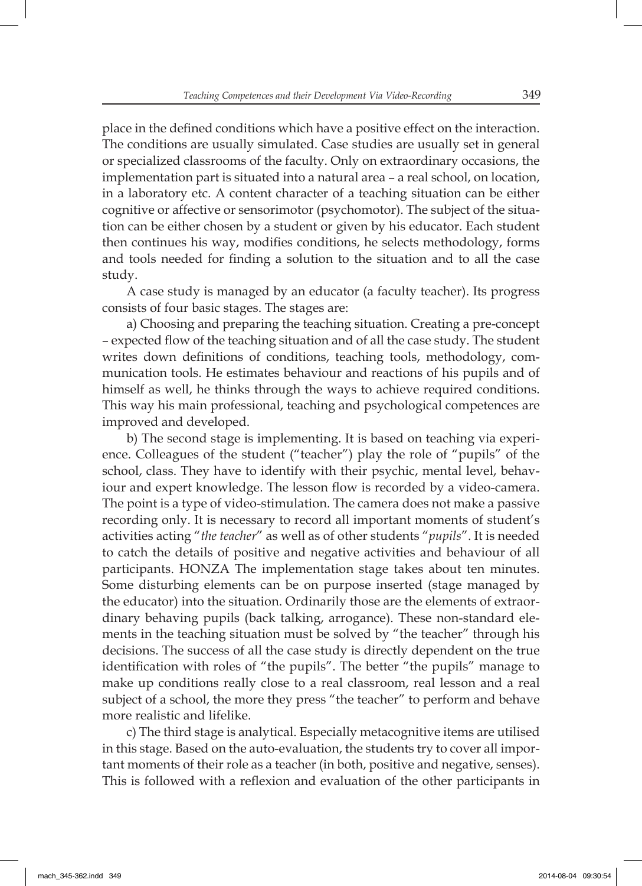place in the defined conditions which have a positive effect on the interaction. The conditions are usually simulated. Case studies are usually set in general or specialized classrooms of the faculty. Only on extraordinary occasions, the implementation part is situated into a natural area – a real school, on location, in a laboratory etc. A content character of a teaching situation can be either cognitive or affective or sensorimotor (psychomotor). The subject of the situation can be either chosen by a student or given by his educator. Each student then continues his way, modifies conditions, he selects methodology, forms and tools needed for finding a solution to the situation and to all the case study.

A case study is managed by an educator (a faculty teacher). Its progress consists of four basic stages. The stages are:

a) Choosing and preparing the teaching situation. Creating a pre-concept – expected flow of the teaching situation and of all the case study. The student writes down definitions of conditions, teaching tools, methodology, communication tools. He estimates behaviour and reactions of his pupils and of himself as well, he thinks through the ways to achieve required conditions. This way his main professional, teaching and psychological competences are improved and developed.

b) The second stage is implementing. It is based on teaching via experience. Colleagues of the student ("teacher") play the role of "pupils" of the school, class. They have to identify with their psychic, mental level, behaviour and expert knowledge. The lesson flow is recorded by a video-camera. The point is a type of video-stimulation. The camera does not make a passive recording only. It is necessary to record all important moments of student's activities acting "*the teacher*" as well as of other students "*pupils*". It is needed to catch the details of positive and negative activities and behaviour of all participants. HONZA The implementation stage takes about ten minutes. Some disturbing elements can be on purpose inserted (stage managed by the educator) into the situation. Ordinarily those are the elements of extraordinary behaving pupils (back talking, arrogance). These non-standard elements in the teaching situation must be solved by "the teacher" through his decisions. The success of all the case study is directly dependent on the true identification with roles of "the pupils". The better "the pupils" manage to make up conditions really close to a real classroom, real lesson and a real subject of a school, the more they press "the teacher" to perform and behave more realistic and lifelike.

c) The third stage is analytical. Especially metacognitive items are utilised in this stage. Based on the auto-evaluation, the students try to cover all important moments of their role as a teacher (in both, positive and negative, senses). This is followed with a reflexion and evaluation of the other participants in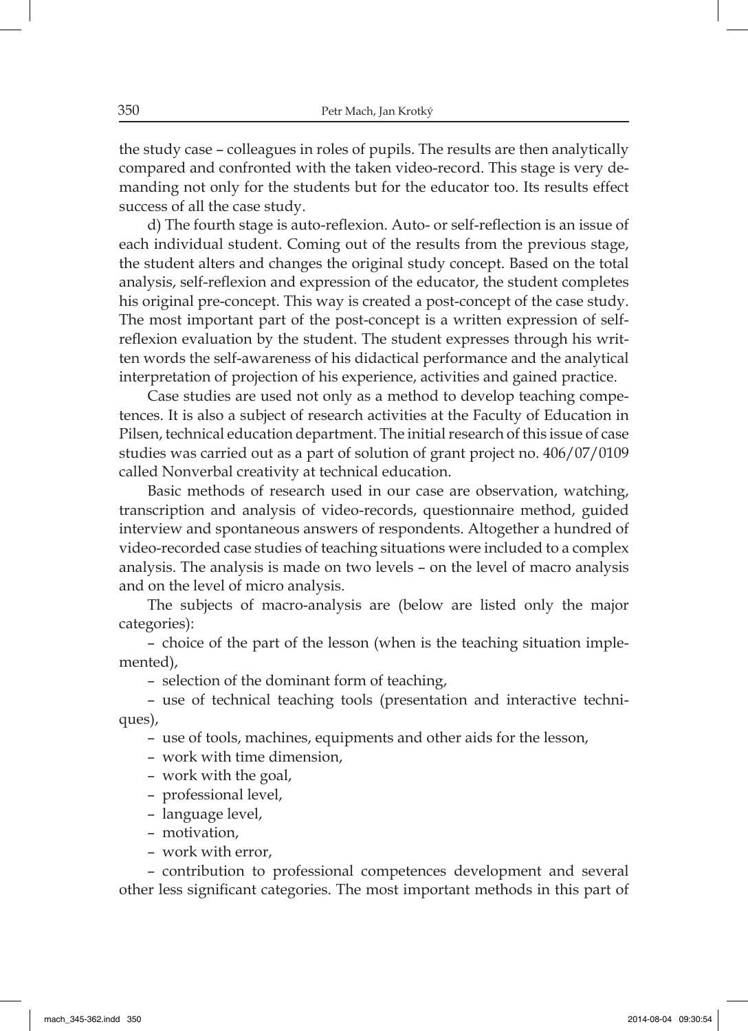the study case – colleagues in roles of pupils. The results are then analytically compared and confronted with the taken video-record. This stage is very demanding not only for the students but for the educator too. Its results effect success of all the case study.

d) The fourth stage is auto-reflexion. Auto- or self-reflection is an issue of each individual student. Coming out of the results from the previous stage, the student alters and changes the original study concept. Based on the total analysis, self-reflexion and expression of the educator, the student completes his original pre-concept. This way is created a post-concept of the case study. The most important part of the post-concept is a written expression of self-reflexion evaluation by the student. The student expresses through his written words the self-awareness of his didactical performance and the analytical interpretation of projection of his experience, activities and gained practice.

Case studies are used not only as a method to develop teaching competences. It is also a subject of research activities at the Faculty of Education in Pilsen, technical education department. The initial research of this issue of case studies was carried out as a part of solution of grant project no. 406/07/0109 called Nonverbal creativity at technical education.

Basic methods of research used in our case are observation, watching, transcription and analysis of video-records, questionnaire method, guided interview and spontaneous answers of respondents. Altogether a hundred of video-recorded case studies of teaching situations were included to a complex analysis. The analysis is made on two levels – on the level of macro analysis and on the level of micro analysis.

The subjects of macro-analysis are (below are listed only the major categories):

– choice of the part of the lesson (when is the teaching situation implemented),

– selection of the dominant form of teaching,

– use of technical teaching tools (presentation and interactive techniques),

– use of tools, machines, equipments and other aids for the lesson,

– work with time dimension,

– work with the goal,

– professional level,

– language level,

– motivation,

– work with error,

– contribution to professional competences development and several other less significant categories. The most important methods in this part of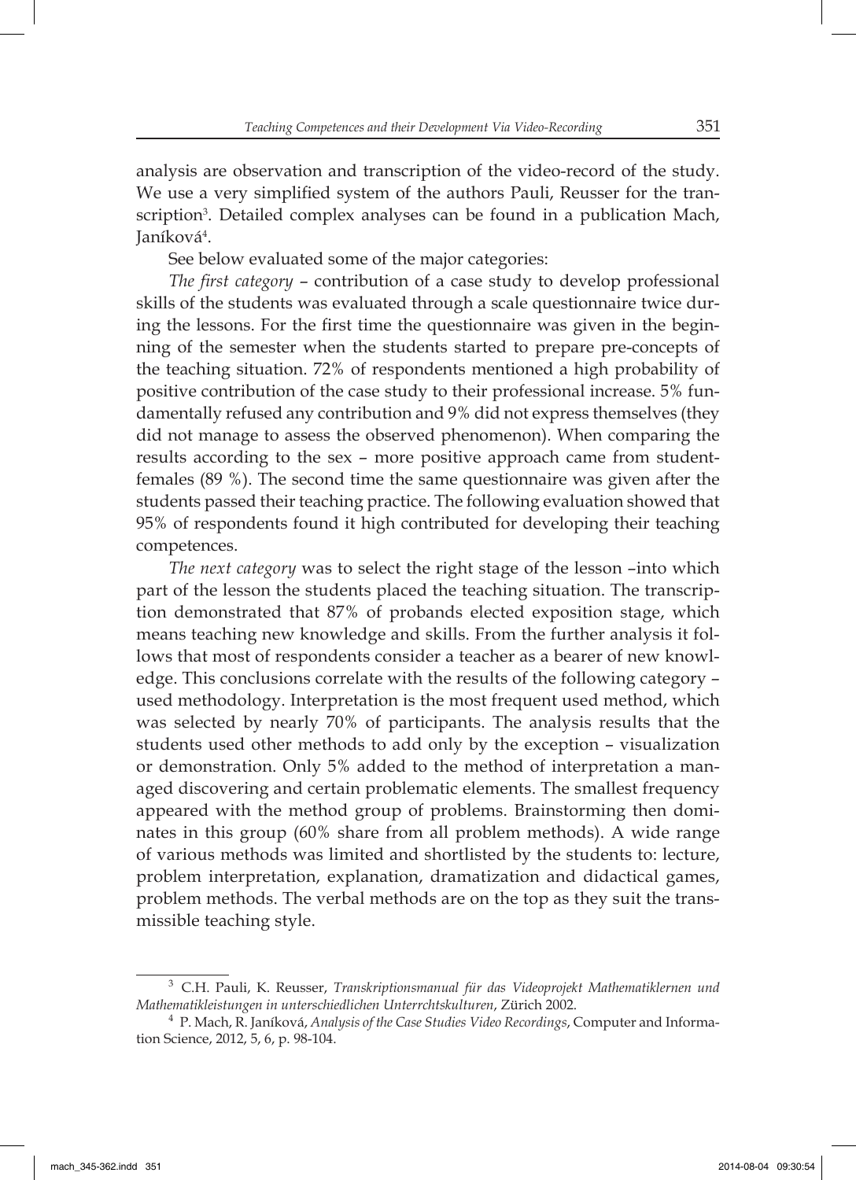analysis are observation and transcription of the video-record of the study. We use a very simplified system of the authors Pauli, Reusser for the transcription[3]. Detailed complex analyses can be found in a publication Mach, Janíková[4].

See below evaluated some of the major categories:

*The first category* – contribution of a case study to develop professional skills of the students was evaluated through a scale questionnaire twice during the lessons. For the first time the questionnaire was given in the beginning of the semester when the students started to prepare pre-concepts of the teaching situation. 72% of respondents mentioned a high probability of positive contribution of the case study to their professional increase. 5% fundamentally refused any contribution and 9% did not express themselves (they did not manage to assess the observed phenomenon). When comparing the results according to the sex – more positive approach came from student-females (89 %). The second time the same questionnaire was given after the students passed their teaching practice. The following evaluation showed that 95% of respondents found it high contributed for developing their teaching competences.

*The next category* was to select the right stage of the lesson –into which part of the lesson the students placed the teaching situation. The transcription demonstrated that 87% of probands elected exposition stage, which means teaching new knowledge and skills. From the further analysis it follows that most of respondents consider a teacher as a bearer of new knowledge. This conclusions correlate with the results of the following category – used methodology. Interpretation is the most frequent used method, which was selected by nearly 70% of participants. The analysis results that the students used other methods to add only by the exception – visualization or demonstration. Only 5% added to the method of interpretation a managed discovering and certain problematic elements. The smallest frequency appeared with the method group of problems. Brainstorming then dominates in this group (60% share from all problem methods). A wide range of various methods was limited and shortlisted by the students to: lecture, problem interpretation, explanation, dramatization and didactical games, problem methods. The verbal methods are on the top as they suit the transmissible teaching style.

---

[3] C.H. Pauli, K. Reusser, *Transkriptionsmanual für das Videoprojekt Mathematiklernen und Mathematikleistungen in unterschiedlichen Unterrchtskulturen*, Zürich 2002.

[4] P. Mach, R. Janíková, *Analysis of the Case Studies Video Recordings*, Computer and Information Science, 2012, 5, 6, p. 98-104.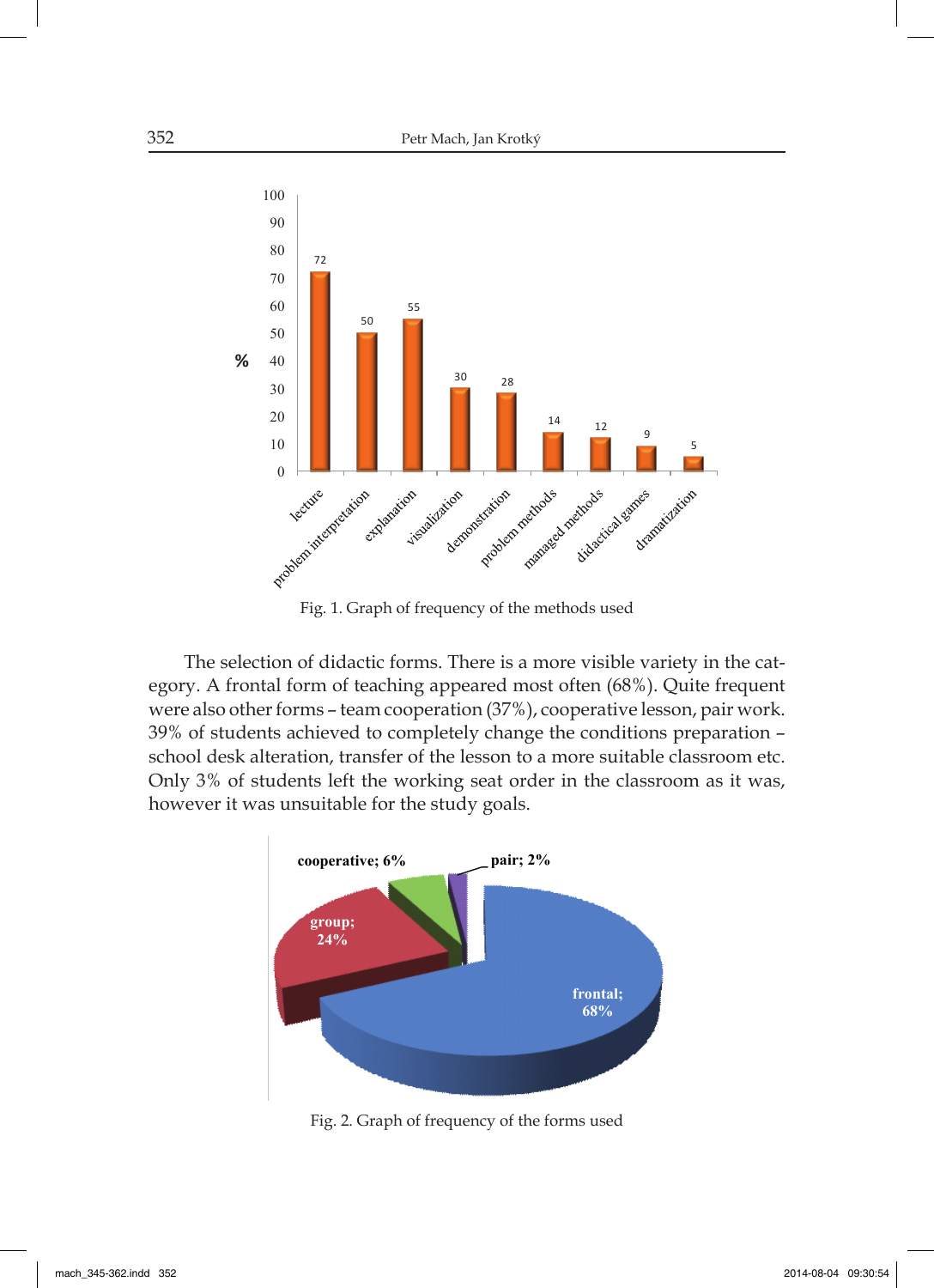Fig. 1. Graph of frequency of the methods used

The selection of didactic forms. There is a more visible variety in the category. A frontal form of teaching appeared most often (68%). Quite frequent were also other forms – team cooperation (37%), cooperative lesson, pair work. 39% of students achieved to completely change the conditions preparation – school desk alteration, transfer of the lesson to a more suitable classroom etc. Only 3% of students left the working seat order in the classroom as it was, however it was unsuitable for the study goals.

Fig. 2. Graph of frequency of the forms used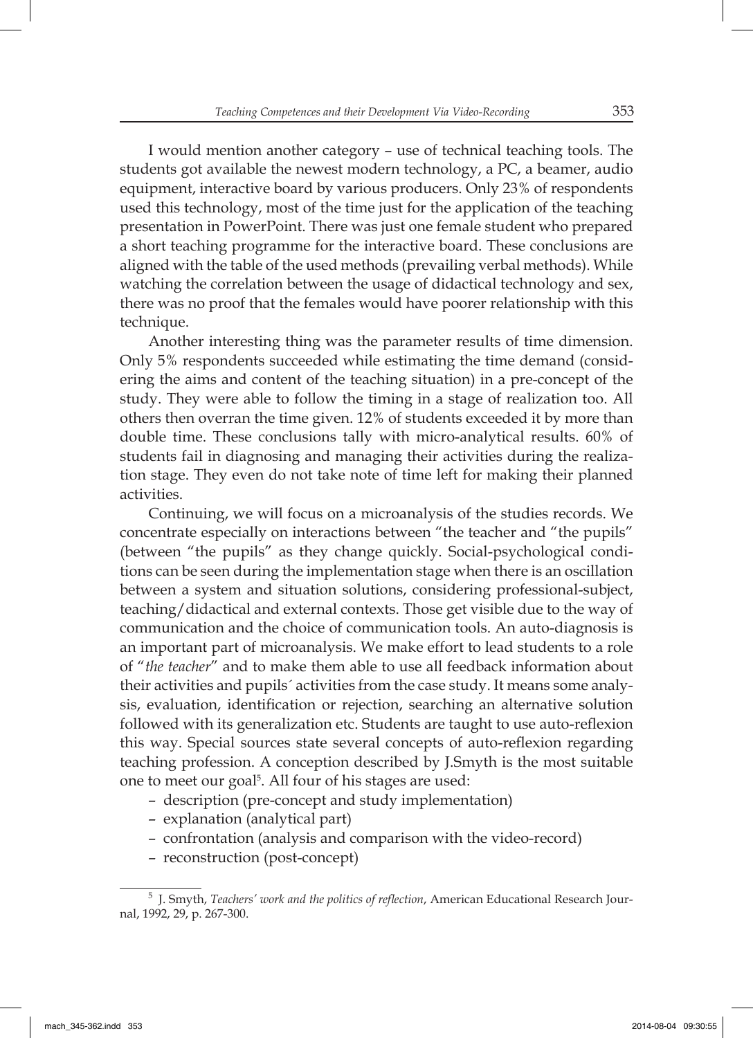I would mention another category – use of technical teaching tools. The students got available the newest modern technology, a PC, a beamer, audio equipment, interactive board by various producers. Only 23% of respondents used this technology, most of the time just for the application of the teaching presentation in PowerPoint. There was just one female student who prepared a short teaching programme for the interactive board. These conclusions are aligned with the table of the used methods (prevailing verbal methods). While watching the correlation between the usage of didactical technology and sex, there was no proof that the females would have poorer relationship with this technique.

Another interesting thing was the parameter results of time dimension. Only 5% respondents succeeded while estimating the time demand (considering the aims and content of the teaching situation) in a pre-concept of the study. They were able to follow the timing in a stage of realization too. All others then overran the time given. 12% of students exceeded it by more than double time. These conclusions tally with micro-analytical results. 60% of students fail in diagnosing and managing their activities during the realization stage. They even do not take note of time left for making their planned activities.

Continuing, we will focus on a microanalysis of the studies records. We concentrate especially on interactions between "the teacher and "the pupils" (between "the pupils" as they change quickly. Social-psychological conditions can be seen during the implementation stage when there is an oscillation between a system and situation solutions, considering professional-subject, teaching/didactical and external contexts. Those get visible due to the way of communication and the choice of communication tools. An auto-diagnosis is an important part of microanalysis. We make effort to lead students to a role of "*the teacher*" and to make them able to use all feedback information about their activities and pupils´ activities from the case study. It means some analysis, evaluation, identification or rejection, searching an alternative solution followed with its generalization etc. Students are taught to use auto-reflexion this way. Special sources state several concepts of auto-reflexion regarding teaching profession. A conception described by J.Smyth is the most suitable one to meet our goal[5]. All four of his stages are used:

- description (pre-concept and study implementation)
- explanation (analytical part)
- confrontation (analysis and comparison with the video-record)
- reconstruction (post-concept)

[5] J. Smyth, *Teachers' work and the politics of reflection*, American Educational Research Journal, 1992, 29, p. 267-300.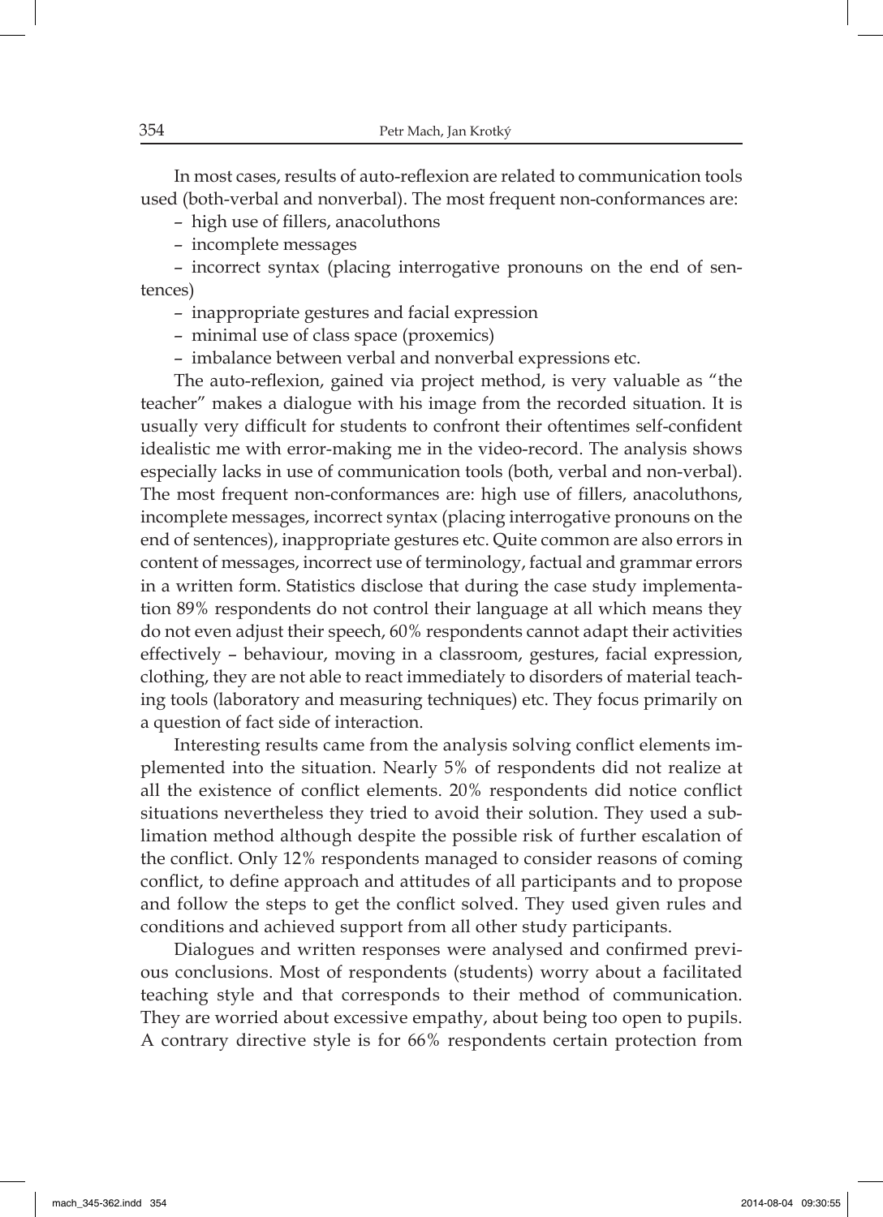In most cases, results of auto-reflexion are related to communication tools used (both-verbal and nonverbal). The most frequent non-conformances are:

– high use of fillers, anacoluthons

– incomplete messages

– incorrect syntax (placing interrogative pronouns on the end of sentences)

– inappropriate gestures and facial expression

– minimal use of class space (proxemics)

– imbalance between verbal and nonverbal expressions etc.

The auto-reflexion, gained via project method, is very valuable as "the teacher" makes a dialogue with his image from the recorded situation. It is usually very difficult for students to confront their oftentimes self-confident idealistic me with error-making me in the video-record. The analysis shows especially lacks in use of communication tools (both, verbal and non-verbal). The most frequent non-conformances are: high use of fillers, anacoluthons, incomplete messages, incorrect syntax (placing interrogative pronouns on the end of sentences), inappropriate gestures etc. Quite common are also errors in content of messages, incorrect use of terminology, factual and grammar errors in a written form. Statistics disclose that during the case study implementation 89% respondents do not control their language at all which means they do not even adjust their speech, 60% respondents cannot adapt their activities effectively – behaviour, moving in a classroom, gestures, facial expression, clothing, they are not able to react immediately to disorders of material teaching tools (laboratory and measuring techniques) etc. They focus primarily on a question of fact side of interaction.

Interesting results came from the analysis solving conflict elements implemented into the situation. Nearly 5% of respondents did not realize at all the existence of conflict elements. 20% respondents did notice conflict situations nevertheless they tried to avoid their solution. They used a sublimation method although despite the possible risk of further escalation of the conflict. Only 12% respondents managed to consider reasons of coming conflict, to define approach and attitudes of all participants and to propose and follow the steps to get the conflict solved. They used given rules and conditions and achieved support from all other study participants.

Dialogues and written responses were analysed and confirmed previous conclusions. Most of respondents (students) worry about a facilitated teaching style and that corresponds to their method of communication. They are worried about excessive empathy, about being too open to pupils. A contrary directive style is for 66% respondents certain protection from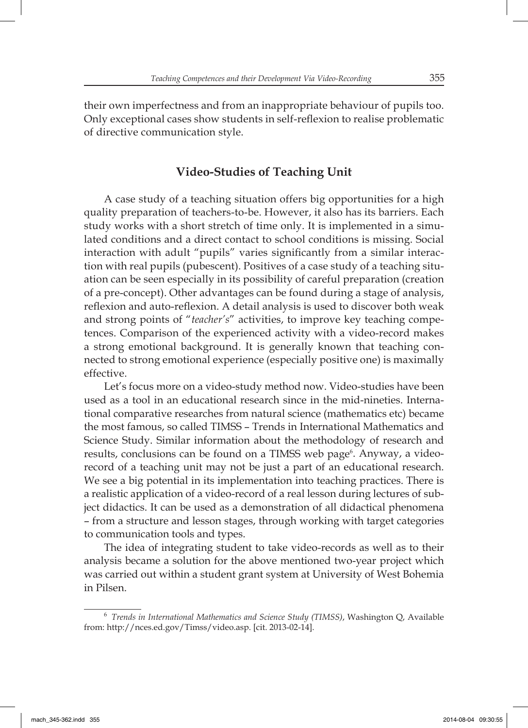their own imperfectness and from an inappropriate behaviour of pupils too. Only exceptional cases show students in self-reflexion to realise problematic of directive communication style.

## Video-Studies of Teaching Unit

A case study of a teaching situation offers big opportunities for a high quality preparation of teachers-to-be. However, it also has its barriers. Each study works with a short stretch of time only. It is implemented in a simulated conditions and a direct contact to school conditions is missing. Social interaction with adult "pupils" varies significantly from a similar interaction with real pupils (pubescent). Positives of a case study of a teaching situation can be seen especially in its possibility of careful preparation (creation of a pre-concept). Other advantages can be found during a stage of analysis, reflexion and auto-reflexion. A detail analysis is used to discover both weak and strong points of "*teacher's*" activities, to improve key teaching competences. Comparison of the experienced activity with a video-record makes a strong emotional background. It is generally known that teaching connected to strong emotional experience (especially positive one) is maximally effective.

Let's focus more on a video-study method now. Video-studies have been used as a tool in an educational research since in the mid-nineties. International comparative researches from natural science (mathematics etc) became the most famous, so called TIMSS – Trends in International Mathematics and Science Study. Similar information about the methodology of research and results, conclusions can be found on a TIMSS web page[6]. Anyway, a video-record of a teaching unit may not be just a part of an educational research. We see a big potential in its implementation into teaching practices. There is a realistic application of a video-record of a real lesson during lectures of subject didactics. It can be used as a demonstration of all didactical phenomena – from a structure and lesson stages, through working with target categories to communication tools and types.

The idea of integrating student to take video-records as well as to their analysis became a solution for the above mentioned two-year project which was carried out within a student grant system at University of West Bohemia in Pilsen.

---

[6] *Trends in International Mathematics and Science Study (TIMSS)*, Washington Q, Available from: http://nces.ed.gov/Timss/video.asp. [cit. 2013-02-14].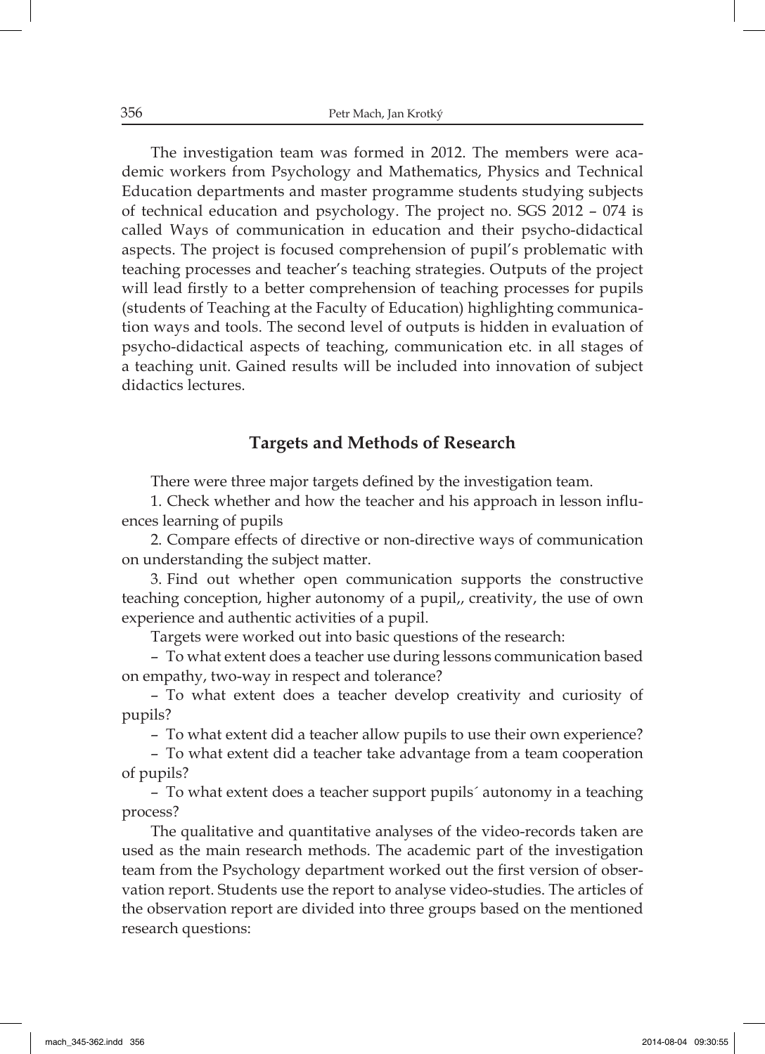The investigation team was formed in 2012. The members were academic workers from Psychology and Mathematics, Physics and Technical Education departments and master programme students studying subjects of technical education and psychology. The project no. SGS 2012 – 074 is called Ways of communication in education and their psycho-didactical aspects. The project is focused comprehension of pupil's problematic with teaching processes and teacher's teaching strategies. Outputs of the project will lead firstly to a better comprehension of teaching processes for pupils (students of Teaching at the Faculty of Education) highlighting communication ways and tools. The second level of outputs is hidden in evaluation of psycho-didactical aspects of teaching, communication etc. in all stages of a teaching unit. Gained results will be included into innovation of subject didactics lectures.

## Targets and Methods of Research

There were three major targets defined by the investigation team.

1. Check whether and how the teacher and his approach in lesson influences learning of pupils

2. Compare effects of directive or non-directive ways of communication on understanding the subject matter.

3. Find out whether open communication supports the constructive teaching conception, higher autonomy of a pupil,, creativity, the use of own experience and authentic activities of a pupil.

Targets were worked out into basic questions of the research:

– To what extent does a teacher use during lessons communication based on empathy, two-way in respect and tolerance?

– To what extent does a teacher develop creativity and curiosity of pupils?

– To what extent did a teacher allow pupils to use their own experience?

– To what extent did a teacher take advantage from a team cooperation of pupils?

– To what extent does a teacher support pupils´ autonomy in a teaching process?

The qualitative and quantitative analyses of the video-records taken are used as the main research methods. The academic part of the investigation team from the Psychology department worked out the first version of observation report. Students use the report to analyse video-studies. The articles of the observation report are divided into three groups based on the mentioned research questions: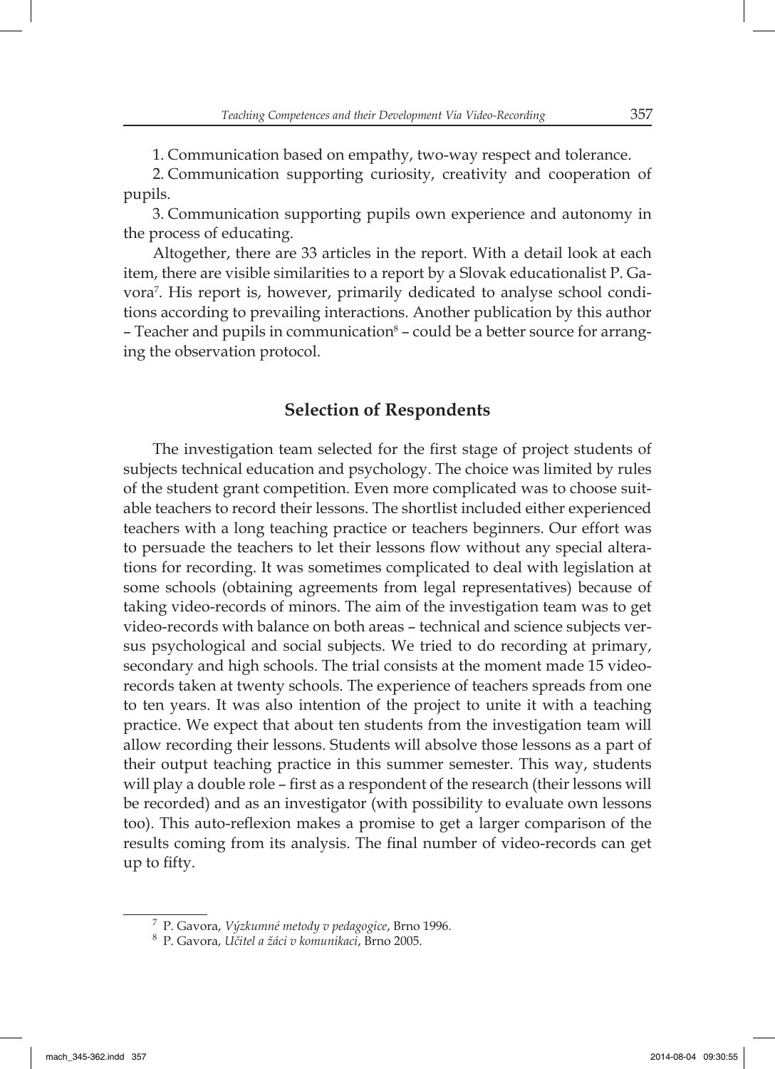1. Communication based on empathy, two-way respect and tolerance.

2. Communication supporting curiosity, creativity and cooperation of pupils.

3. Communication supporting pupils own experience and autonomy in the process of educating.

Altogether, there are 33 articles in the report. With a detail look at each item, there are visible similarities to a report by a Slovak educationalist P. Gavora[7]. His report is, however, primarily dedicated to analyse school conditions according to prevailing interactions. Another publication by this author – Teacher and pupils in communication[8] – could be a better source for arranging the observation protocol.

## Selection of Respondents

The investigation team selected for the first stage of project students of subjects technical education and psychology. The choice was limited by rules of the student grant competition. Even more complicated was to choose suitable teachers to record their lessons. The shortlist included either experienced teachers with a long teaching practice or teachers beginners. Our effort was to persuade the teachers to let their lessons flow without any special alterations for recording. It was sometimes complicated to deal with legislation at some schools (obtaining agreements from legal representatives) because of taking video-records of minors. The aim of the investigation team was to get video-records with balance on both areas – technical and science subjects versus psychological and social subjects. We tried to do recording at primary, secondary and high schools. The trial consists at the moment made 15 video-records taken at twenty schools. The experience of teachers spreads from one to ten years. It was also intention of the project to unite it with a teaching practice. We expect that about ten students from the investigation team will allow recording their lessons. Students will absolve those lessons as a part of their output teaching practice in this summer semester. This way, students will play a double role – first as a respondent of the research (their lessons will be recorded) and as an investigator (with possibility to evaluate own lessons too). This auto-reflexion makes a promise to get a larger comparison of the results coming from its analysis. The final number of video-records can get up to fifty.

---

[7] P. Gavora, *Výzkumné metody v pedagogice*, Brno 1996.

[8] P. Gavora, *Učitel a žáci v komunikaci*, Brno 2005.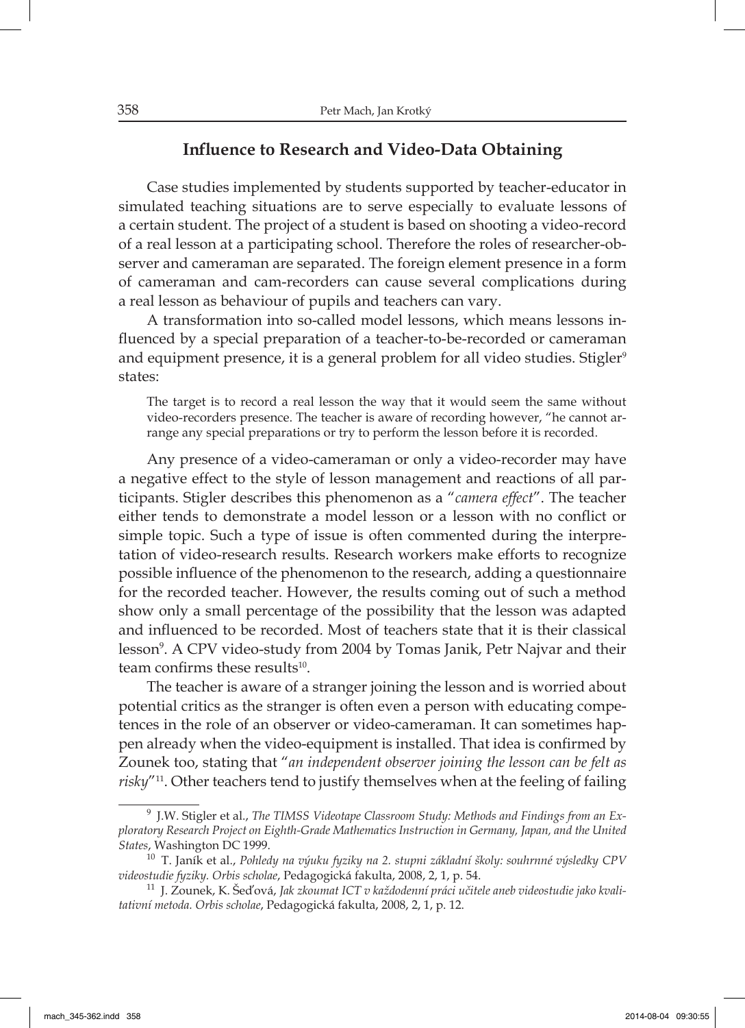## Influence to Research and Video-Data Obtaining

Case studies implemented by students supported by teacher-educator in simulated teaching situations are to serve especially to evaluate lessons of a certain student. The project of a student is based on shooting a video-record of a real lesson at a participating school. Therefore the roles of researcher-observer and cameraman are separated. The foreign element presence in a form of cameraman and cam-recorders can cause several complications during a real lesson as behaviour of pupils and teachers can vary.

A transformation into so-called model lessons, which means lessons influenced by a special preparation of a teacher-to-be-recorded or cameraman and equipment presence, it is a general problem for all video studies. Stigler[9] states:

> The target is to record a real lesson the way that it would seem the same without video-recorders presence. The teacher is aware of recording however, "he cannot arrange any special preparations or try to perform the lesson before it is recorded.

Any presence of a video-cameraman or only a video-recorder may have a negative effect to the style of lesson management and reactions of all participants. Stigler describes this phenomenon as a "*camera effect*". The teacher either tends to demonstrate a model lesson or a lesson with no conflict or simple topic. Such a type of issue is often commented during the interpretation of video-research results. Research workers make efforts to recognize possible influence of the phenomenon to the research, adding a questionnaire for the recorded teacher. However, the results coming out of such a method show only a small percentage of the possibility that the lesson was adapted and influenced to be recorded. Most of teachers state that it is their classical lesson[9]. A CPV video-study from 2004 by Tomas Janik, Petr Najvar and their team confirms these results[10].

The teacher is aware of a stranger joining the lesson and is worried about potential critics as the stranger is often even a person with educating competences in the role of an observer or video-cameraman. It can sometimes happen already when the video-equipment is installed. That idea is confirmed by Zounek too, stating that "*an independent observer joining the lesson can be felt as risky*"[11]. Other teachers tend to justify themselves when at the feeling of failing

---

[9] J.W. Stigler et al., *The TIMSS Videotape Classroom Study: Methods and Findings from an Exploratory Research Project on Eighth-Grade Mathematics Instruction in Germany, Japan, and the United States*, Washington DC 1999.

[10] T. Janík et al., *Pohledy na výuku fyziky na 2. stupni základní školy: souhrnné výsledky CPV videostudie fyziky. Orbis scholae*, Pedagogická fakulta, 2008, 2, 1, p. 54.

[11] J. Zounek, K. Šeďová, *Jak zkoumat ICT v každodenní práci učitele aneb videostudie jako kvalitativní metoda. Orbis scholae*, Pedagogická fakulta, 2008, 2, 1, p. 12.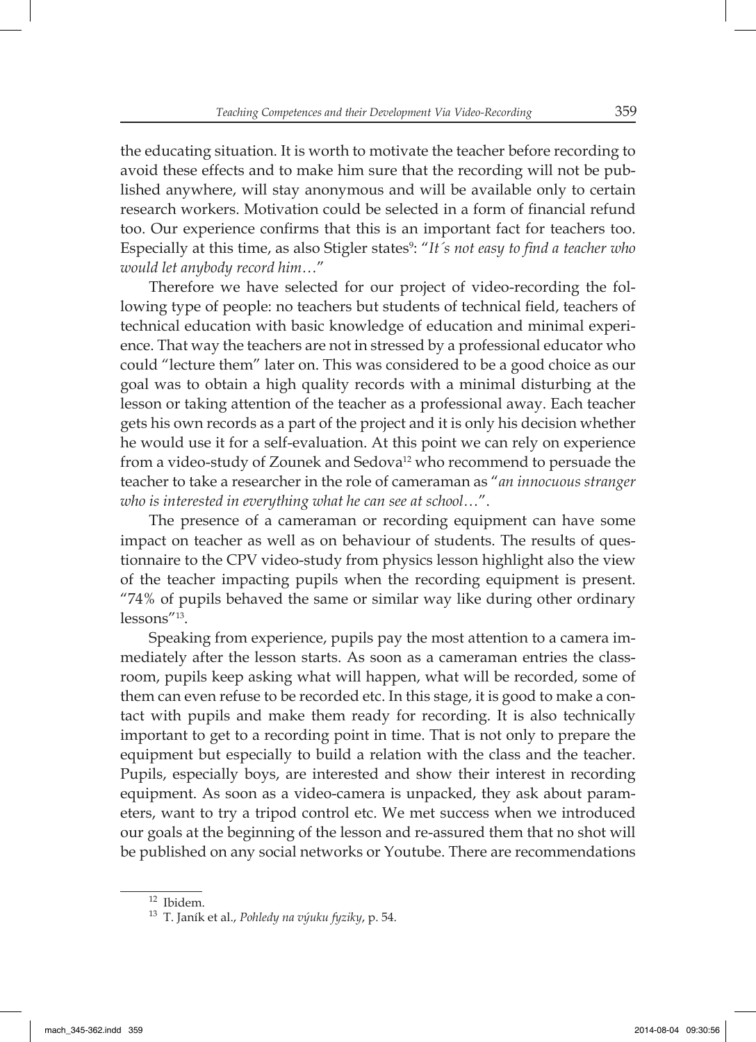the educating situation. It is worth to motivate the teacher before recording to avoid these effects and to make him sure that the recording will not be published anywhere, will stay anonymous and will be available only to certain research workers. Motivation could be selected in a form of financial refund too. Our experience confirms that this is an important fact for teachers too. Especially at this time, as also Stigler states[9]: "*It´s not easy to find a teacher who would let anybody record him…*"

Therefore we have selected for our project of video-recording the following type of people: no teachers but students of technical field, teachers of technical education with basic knowledge of education and minimal experience. That way the teachers are not in stressed by a professional educator who could "lecture them" later on. This was considered to be a good choice as our goal was to obtain a high quality records with a minimal disturbing at the lesson or taking attention of the teacher as a professional away. Each teacher gets his own records as a part of the project and it is only his decision whether he would use it for a self-evaluation. At this point we can rely on experience from a video-study of Zounek and Sedova[12] who recommend to persuade the teacher to take a researcher in the role of cameraman as "*an innocuous stranger who is interested in everything what he can see at school…*".

The presence of a cameraman or recording equipment can have some impact on teacher as well as on behaviour of students. The results of questionnaire to the CPV video-study from physics lesson highlight also the view of the teacher impacting pupils when the recording equipment is present. "74% of pupils behaved the same or similar way like during other ordinary lessons"[13].

Speaking from experience, pupils pay the most attention to a camera immediately after the lesson starts. As soon as a cameraman entries the classroom, pupils keep asking what will happen, what will be recorded, some of them can even refuse to be recorded etc. In this stage, it is good to make a contact with pupils and make them ready for recording. It is also technically important to get to a recording point in time. That is not only to prepare the equipment but especially to build a relation with the class and the teacher. Pupils, especially boys, are interested and show their interest in recording equipment. As soon as a video-camera is unpacked, they ask about parameters, want to try a tripod control etc. We met success when we introduced our goals at the beginning of the lesson and re-assured them that no shot will be published on any social networks or Youtube. There are recommendations

---

[12] Ibidem.

[13] T. Janík et al., *Pohledy na výuku fyziky*, p. 54.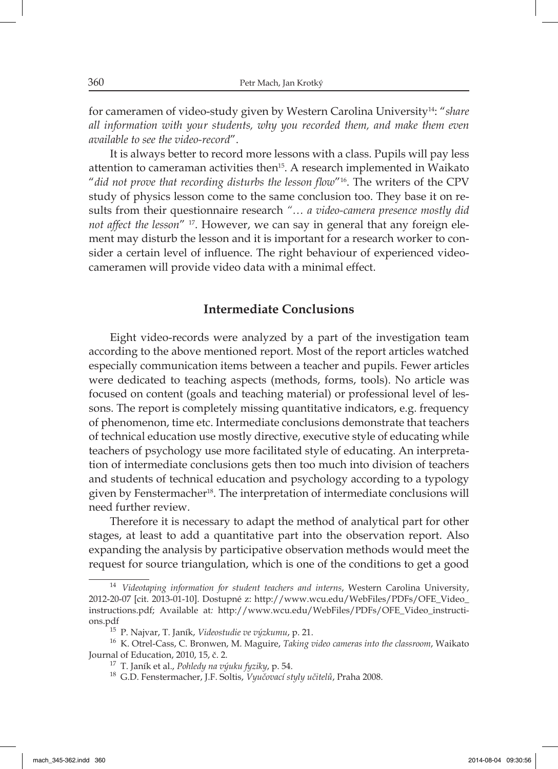for cameramen of video-study given by Western Carolina University[14]: "*share all information with your students, why you recorded them, and make them even available to see the video-record*".

It is always better to record more lessons with a class. Pupils will pay less attention to cameraman activities then[15]. A research implemented in Waikato "*did not prove that recording disturbs the lesson flow*"[16]. The writers of the CPV study of physics lesson come to the same conclusion too. They base it on results from their questionnaire research *"… a video-camera presence mostly did not affect the lesson*" [17]. However, we can say in general that any foreign element may disturb the lesson and it is important for a research worker to consider a certain level of influence. The right behaviour of experienced video-cameramen will provide video data with a minimal effect.

## Intermediate Conclusions

Eight video-records were analyzed by a part of the investigation team according to the above mentioned report. Most of the report articles watched especially communication items between a teacher and pupils. Fewer articles were dedicated to teaching aspects (methods, forms, tools). No article was focused on content (goals and teaching material) or professional level of lessons. The report is completely missing quantitative indicators, e.g. frequency of phenomenon, time etc. Intermediate conclusions demonstrate that teachers of technical education use mostly directive, executive style of educating while teachers of psychology use more facilitated style of educating. An interpretation of intermediate conclusions gets then too much into division of teachers and students of technical education and psychology according to a typology given by Fenstermacher[18]. The interpretation of intermediate conclusions will need further review.

Therefore it is necessary to adapt the method of analytical part for other stages, at least to add a quantitative part into the observation report. Also expanding the analysis by participative observation methods would meet the request for source triangulation, which is one of the conditions to get a good

---

[14] *Videotaping information for student teachers and interns*, Western Carolina University, 2012-20-07 [cit. 2013-01-10]. Dostupné z: http://www.wcu.edu/WebFiles/PDFs/OFE_Video_instructions.pdf; Available at*:* http://www.wcu.edu/WebFiles/PDFs/OFE_Video_instructions.pdf

[15] P. Najvar, T. Janík, *Videostudie ve výzkumu*, p. 21.

[16] K. Otrel-Cass, C. Bronwen, M. Maguire, *Taking video cameras into the classroom*, Waikato Journal of Education, 2010, 15, č. 2.

[17] T. Janík et al., *Pohledy na výuku fyziky*, p. 54.

[18] G.D. Fenstermacher, J.F. Soltis, *Vyučovací styly učitelů*, Praha 2008.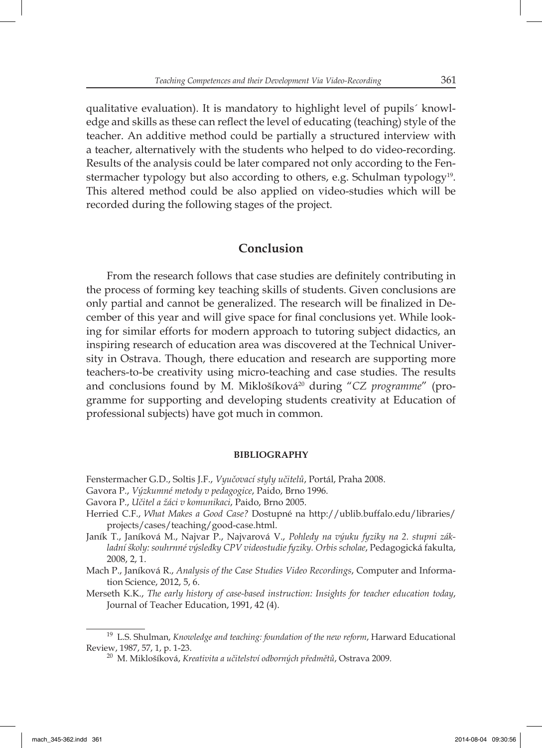qualitative evaluation). It is mandatory to highlight level of pupils´ knowledge and skills as these can reflect the level of educating (teaching) style of the teacher. An additive method could be partially a structured interview with a teacher, alternatively with the students who helped to do video-recording. Results of the analysis could be later compared not only according to the Fenstermacher typology but also according to others, e.g. Schulman typology[19]. This altered method could be also applied on video-studies which will be recorded during the following stages of the project.

## Conclusion

From the research follows that case studies are definitely contributing in the process of forming key teaching skills of students. Given conclusions are only partial and cannot be generalized. The research will be finalized in December of this year and will give space for final conclusions yet. While looking for similar efforts for modern approach to tutoring subject didactics, an inspiring research of education area was discovered at the Technical University in Ostrava. Though, there education and research are supporting more teachers-to-be creativity using micro-teaching and case studies. The results and conclusions found by M. Miklošíková[20] during "*CZ programme*" (programme for supporting and developing students creativity at Education of professional subjects) have got much in common.

### BIBLIOGRAPHY

Fenstermacher G.D., Soltis J.F., *Vyučovací styly učitelů*, Portál, Praha 2008.

Gavora P., *Výzkumné metody v pedagogice*, Paido, Brno 1996.

Gavora P., *Učitel a žáci v komunikaci*, Paido, Brno 2005.

Herried C.F., *What Makes a Good Case?* Dostupné na http://ublib.buffalo.edu/libraries/projects/cases/teaching/good-case.html.

Janík T., Janíková M., Najvar P., Najvarová V., *Pohledy na výuku fyziky na 2. stupni základní školy: souhrnné výsledky CPV videostudie fyziky. Orbis scholae*, Pedagogická fakulta, 2008, 2, 1.

Mach P., Janíková R., *Analysis of the Case Studies Video Recordings*, Computer and Information Science, 2012, 5, 6.

Merseth K.K., *The early history of case-based instruction: Insights for teacher education today*, Journal of Teacher Education, 1991, 42 (4).

---

[19] L.S. Shulman, *Knowledge and teaching: foundation of the new reform*, Harward Educational Review, 1987, 57, 1, p. 1-23.

[20] M. Miklošíková, *Kreativita a učitelství odborných předmětů*, Ostrava 2009.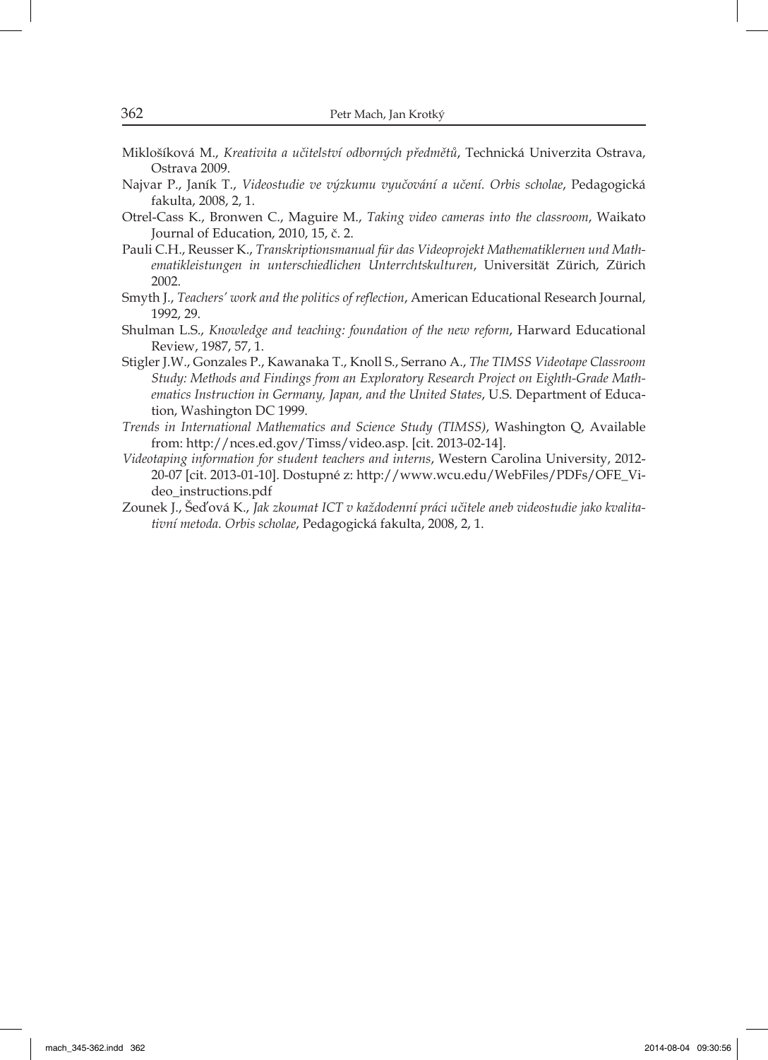Miklošíková M., *Kreativita a učitelství odborných předmětů*, Technická Univerzita Ostrava, Ostrava 2009.

Najvar P., Janík T., *Videostudie ve výzkumu vyučování a učení. Orbis scholae*, Pedagogická fakulta, 2008, 2, 1.

Otrel-Cass K., Bronwen C., Maguire M., *Taking video cameras into the classroom*, Waikato Journal of Education, 2010, 15, č. 2.

Pauli C.H., Reusser K., *Transkriptionsmanual für das Videoprojekt Mathematiklernen und Mathematikleistungen in unterschiedlichen Unterrchtskulturen*, Universität Zürich, Zürich 2002.

Smyth J., *Teachers' work and the politics of reflection*, American Educational Research Journal, 1992, 29.

Shulman L.S., *Knowledge and teaching: foundation of the new reform*, Harward Educational Review, 1987, 57, 1.

Stigler J.W., Gonzales P., Kawanaka T., Knoll S., Serrano A., *The TIMSS Videotape Classroom Study: Methods and Findings from an Exploratory Research Project on Eighth-Grade Mathematics Instruction in Germany, Japan, and the United States*, U.S. Department of Education, Washington DC 1999.

*Trends in International Mathematics and Science Study (TIMSS)*, Washington Q, Available from: http://nces.ed.gov/Timss/video.asp. [cit. 2013-02-14].

*Videotaping information for student teachers and interns*, Western Carolina University, 2012-20-07 [cit. 2013-01-10]. Dostupné z: http://www.wcu.edu/WebFiles/PDFs/OFE_Video_instructions.pdf

Zounek J., Šeďová K., *Jak zkoumat ICT v každodenní práci učitele aneb videostudie jako kvalitativní metoda. Orbis scholae*, Pedagogická fakulta, 2008, 2, 1.